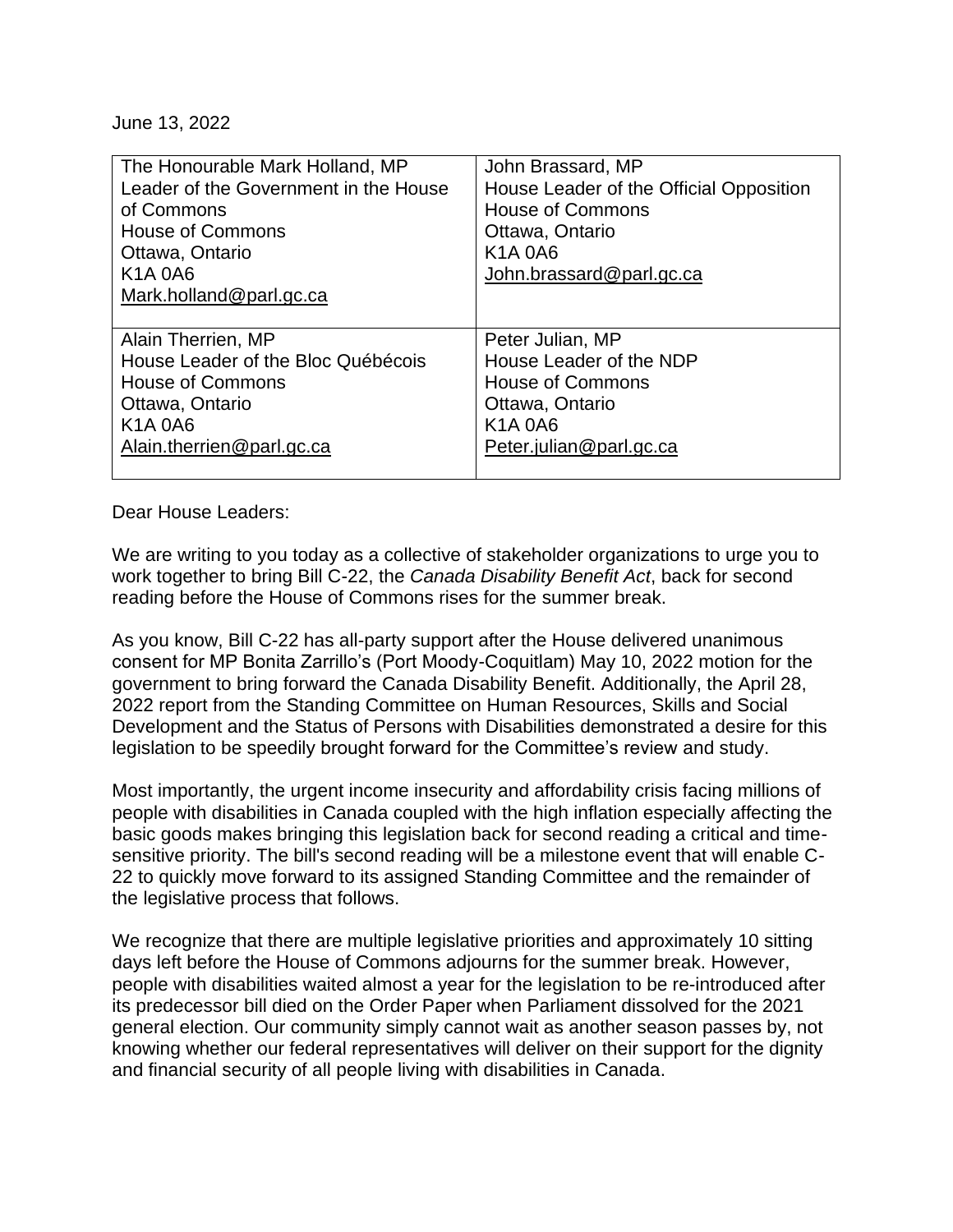June 13, 2022

| The Honourable Mark Holland, MP<br>Leader of the Government in the House of Commons<br>House of Commons<br>Ottawa, Ontario<br>K1A 0A6<br>Mark.holland@parl.gc.ca | John Brassard, MP<br>House Leader of the Official Opposition<br>House of Commons<br>Ottawa, Ontario<br>K1A 0A6<br>John.brassard@parl.gc.ca |
|---|---|
| Alain Therrien, MP<br>House Leader of the Bloc Québécois<br>House of Commons<br>Ottawa, Ontario<br>K1A 0A6<br>Alain.therrien@parl.gc.ca | Peter Julian, MP<br>House Leader of the NDP<br>House of Commons<br>Ottawa, Ontario<br>K1A 0A6<br>Peter.julian@parl.gc.ca |

Dear House Leaders:

We are writing to you today as a collective of stakeholder organizations to urge you to work together to bring Bill C-22, the *Canada Disability Benefit Act*, back for second reading before the House of Commons rises for the summer break.

As you know, Bill C-22 has all-party support after the House delivered unanimous consent for MP Bonita Zarrillo's (Port Moody-Coquitlam) May 10, 2022 motion for the government to bring forward the Canada Disability Benefit. Additionally, the April 28, 2022 report from the Standing Committee on Human Resources, Skills and Social Development and the Status of Persons with Disabilities demonstrated a desire for this legislation to be speedily brought forward for the Committee's review and study.

Most importantly, the urgent income insecurity and affordability crisis facing millions of people with disabilities in Canada coupled with the high inflation especially affecting the basic goods makes bringing this legislation back for second reading a critical and time-sensitive priority. The bill's second reading will be a milestone event that will enable C-22 to quickly move forward to its assigned Standing Committee and the remainder of the legislative process that follows.

We recognize that there are multiple legislative priorities and approximately 10 sitting days left before the House of Commons adjourns for the summer break. However, people with disabilities waited almost a year for the legislation to be re-introduced after its predecessor bill died on the Order Paper when Parliament dissolved for the 2021 general election. Our community simply cannot wait as another season passes by, not knowing whether our federal representatives will deliver on their support for the dignity and financial security of all people living with disabilities in Canada.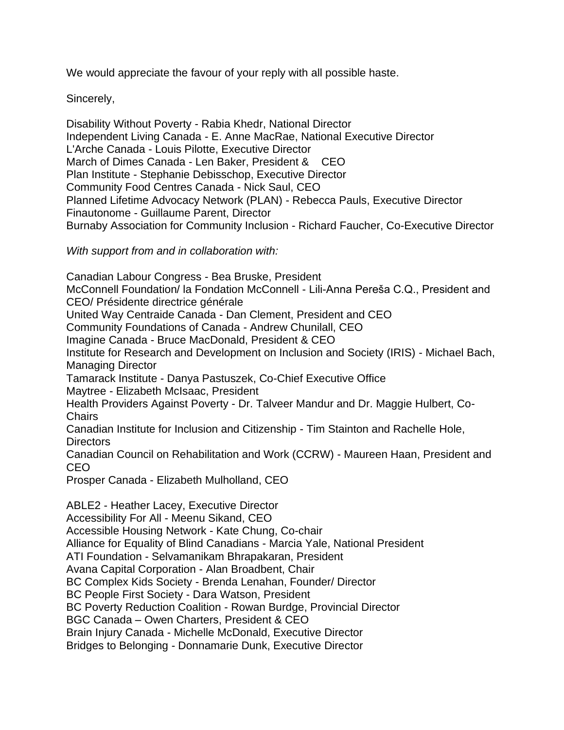We would appreciate the favour of your reply with all possible haste.

Sincerely,

Disability Without Poverty - Rabia Khedr, National Director
Independent Living Canada - E. Anne MacRae, National Executive Director
L'Arche Canada - Louis Pilotte, Executive Director
March of Dimes Canada - Len Baker, President & CEO
Plan Institute - Stephanie Debisschop, Executive Director
Community Food Centres Canada - Nick Saul, CEO
Planned Lifetime Advocacy Network (PLAN) - Rebecca Pauls, Executive Director
Finautonome - Guillaume Parent, Director
Burnaby Association for Community Inclusion - Richard Faucher, Co-Executive Director

*With support from and in collaboration with:*

Canadian Labour Congress - Bea Bruske, President
McConnell Foundation/ la Fondation McConnell - Lili-Anna Pereša C.Q., President and CEO/ Présidente directrice générale
United Way Centraide Canada - Dan Clement, President and CEO
Community Foundations of Canada - Andrew Chunilall, CEO
Imagine Canada - Bruce MacDonald, President & CEO
Institute for Research and Development on Inclusion and Society (IRIS) - Michael Bach, Managing Director
Tamarack Institute - Danya Pastuszek, Co-Chief Executive Office
Maytree - Elizabeth McIsaac, President
Health Providers Against Poverty - Dr. Talveer Mandur and Dr. Maggie Hulbert, Co-Chairs
Canadian Institute for Inclusion and Citizenship - Tim Stainton and Rachelle Hole, Directors
Canadian Council on Rehabilitation and Work (CCRW) - Maureen Haan, President and CEO
Prosper Canada - Elizabeth Mulholland, CEO

ABLE2 - Heather Lacey, Executive Director
Accessibility For All - Meenu Sikand, CEO
Accessible Housing Network - Kate Chung, Co-chair
Alliance for Equality of Blind Canadians - Marcia Yale, National President
ATI Foundation - Selvamanikam Bhrapakaran, President
Avana Capital Corporation - Alan Broadbent, Chair
BC Complex Kids Society - Brenda Lenahan, Founder/ Director
BC People First Society - Dara Watson, President
BC Poverty Reduction Coalition - Rowan Burdge, Provincial Director
BGC Canada – Owen Charters, President & CEO
Brain Injury Canada - Michelle McDonald, Executive Director
Bridges to Belonging - Donnamarie Dunk, Executive Director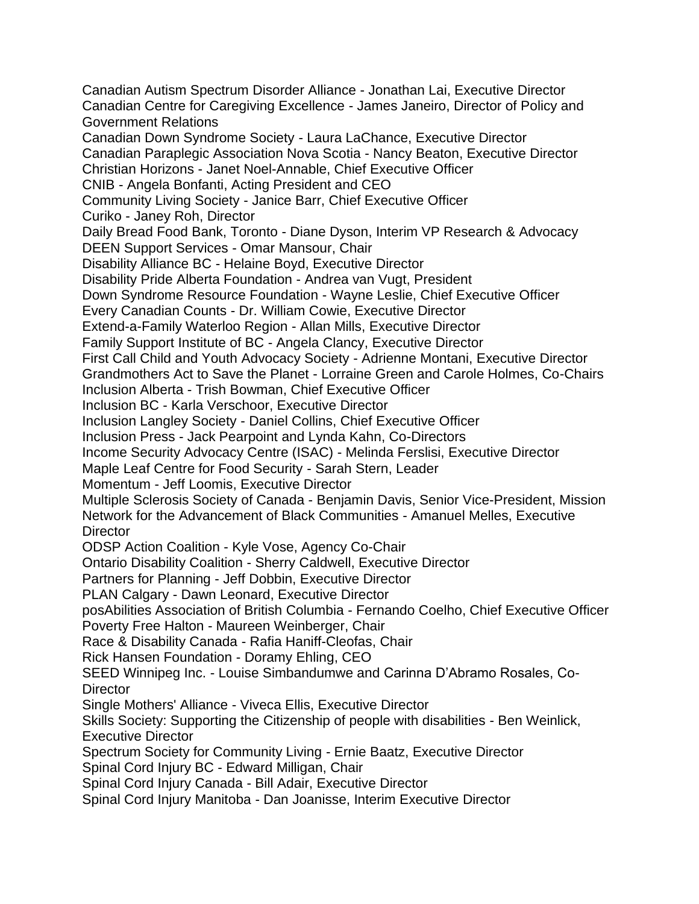Canadian Autism Spectrum Disorder Alliance - Jonathan Lai, Executive Director
Canadian Centre for Caregiving Excellence - James Janeiro, Director of Policy and Government Relations
Canadian Down Syndrome Society - Laura LaChance, Executive Director
Canadian Paraplegic Association Nova Scotia - Nancy Beaton, Executive Director
Christian Horizons - Janet Noel-Annable, Chief Executive Officer
CNIB - Angela Bonfanti, Acting President and CEO
Community Living Society - Janice Barr, Chief Executive Officer
Curiko - Janey Roh, Director
Daily Bread Food Bank, Toronto - Diane Dyson, Interim VP Research & Advocacy
DEEN Support Services - Omar Mansour, Chair
Disability Alliance BC - Helaine Boyd, Executive Director
Disability Pride Alberta Foundation - Andrea van Vugt, President
Down Syndrome Resource Foundation - Wayne Leslie, Chief Executive Officer
Every Canadian Counts - Dr. William Cowie, Executive Director
Extend-a-Family Waterloo Region - Allan Mills, Executive Director
Family Support Institute of BC - Angela Clancy, Executive Director
First Call Child and Youth Advocacy Society - Adrienne Montani, Executive Director
Grandmothers Act to Save the Planet - Lorraine Green and Carole Holmes, Co-Chairs
Inclusion Alberta - Trish Bowman, Chief Executive Officer
Inclusion BC - Karla Verschoor, Executive Director
Inclusion Langley Society - Daniel Collins, Chief Executive Officer
Inclusion Press - Jack Pearpoint and Lynda Kahn, Co-Directors
Income Security Advocacy Centre (ISAC) - Melinda Ferslisi, Executive Director
Maple Leaf Centre for Food Security - Sarah Stern, Leader
Momentum - Jeff Loomis, Executive Director
Multiple Sclerosis Society of Canada - Benjamin Davis, Senior Vice-President, Mission
Network for the Advancement of Black Communities - Amanuel Melles, Executive Director
ODSP Action Coalition - Kyle Vose, Agency Co-Chair
Ontario Disability Coalition - Sherry Caldwell, Executive Director
Partners for Planning - Jeff Dobbin, Executive Director
PLAN Calgary - Dawn Leonard, Executive Director
posAbilities Association of British Columbia - Fernando Coelho, Chief Executive Officer
Poverty Free Halton - Maureen Weinberger, Chair
Race & Disability Canada - Rafia Haniff-Cleofas, Chair
Rick Hansen Foundation - Doramy Ehling, CEO
SEED Winnipeg Inc. - Louise Simbandumwe and Carinna D'Abramo Rosales, Co-Director
Single Mothers' Alliance - Viveca Ellis, Executive Director
Skills Society: Supporting the Citizenship of people with disabilities - Ben Weinlick, Executive Director
Spectrum Society for Community Living - Ernie Baatz, Executive Director
Spinal Cord Injury BC - Edward Milligan, Chair
Spinal Cord Injury Canada - Bill Adair, Executive Director
Spinal Cord Injury Manitoba - Dan Joanisse, Interim Executive Director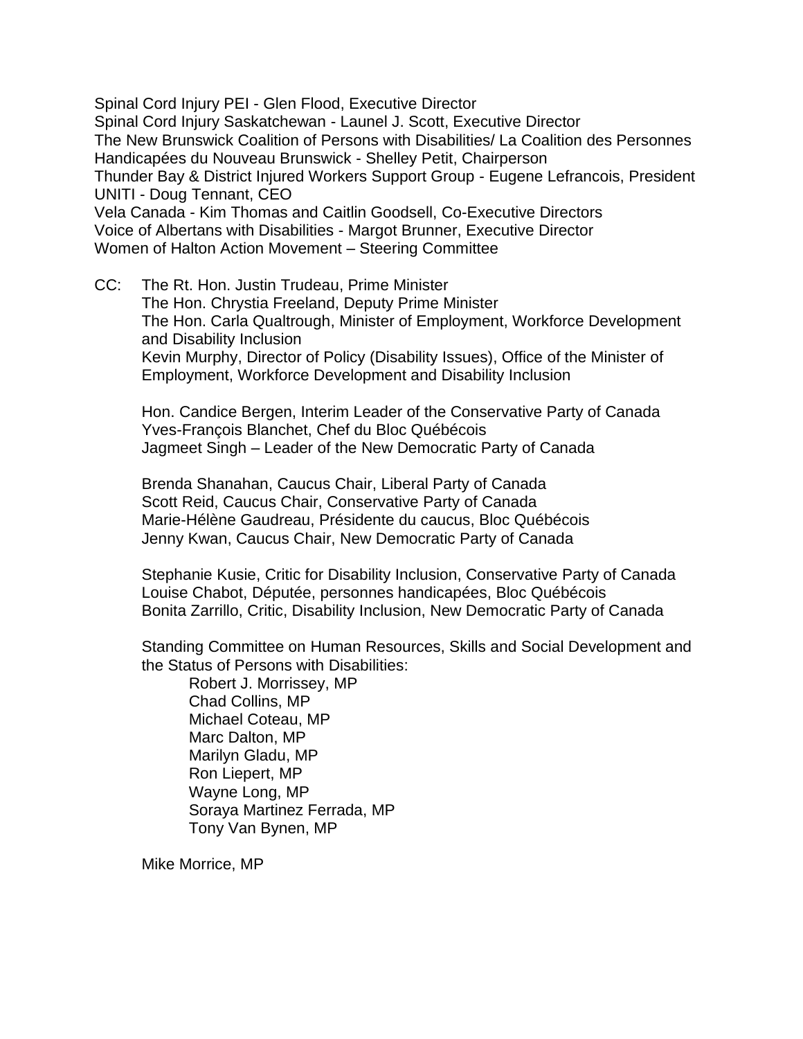Spinal Cord Injury PEI - Glen Flood, Executive Director
Spinal Cord Injury Saskatchewan - Launel J. Scott, Executive Director
The New Brunswick Coalition of Persons with Disabilities/ La Coalition des Personnes Handicapées du Nouveau Brunswick - Shelley Petit, Chairperson
Thunder Bay & District Injured Workers Support Group - Eugene Lefrancois, President
UNITI - Doug Tennant, CEO
Vela Canada - Kim Thomas and Caitlin Goodsell, Co-Executive Directors
Voice of Albertans with Disabilities - Margot Brunner, Executive Director
Women of Halton Action Movement – Steering Committee

CC: The Rt. Hon. Justin Trudeau, Prime Minister
The Hon. Chrystia Freeland, Deputy Prime Minister
The Hon. Carla Qualtrough, Minister of Employment, Workforce Development and Disability Inclusion
Kevin Murphy, Director of Policy (Disability Issues), Office of the Minister of Employment, Workforce Development and Disability Inclusion

Hon. Candice Bergen, Interim Leader of the Conservative Party of Canada
Yves-François Blanchet, Chef du Bloc Québécois
Jagmeet Singh – Leader of the New Democratic Party of Canada

Brenda Shanahan, Caucus Chair, Liberal Party of Canada
Scott Reid, Caucus Chair, Conservative Party of Canada
Marie-Hélène Gaudreau, Présidente du caucus, Bloc Québécois
Jenny Kwan, Caucus Chair, New Democratic Party of Canada

Stephanie Kusie, Critic for Disability Inclusion, Conservative Party of Canada
Louise Chabot, Députée, personnes handicapées, Bloc Québécois
Bonita Zarrillo, Critic, Disability Inclusion, New Democratic Party of Canada

Standing Committee on Human Resources, Skills and Social Development and the Status of Persons with Disabilities:

- Robert J. Morrissey, MP
- Chad Collins, MP
- Michael Coteau, MP
- Marc Dalton, MP
- Marilyn Gladu, MP
- Ron Liepert, MP
- Wayne Long, MP
- Soraya Martinez Ferrada, MP
- Tony Van Bynen, MP

Mike Morrice, MP